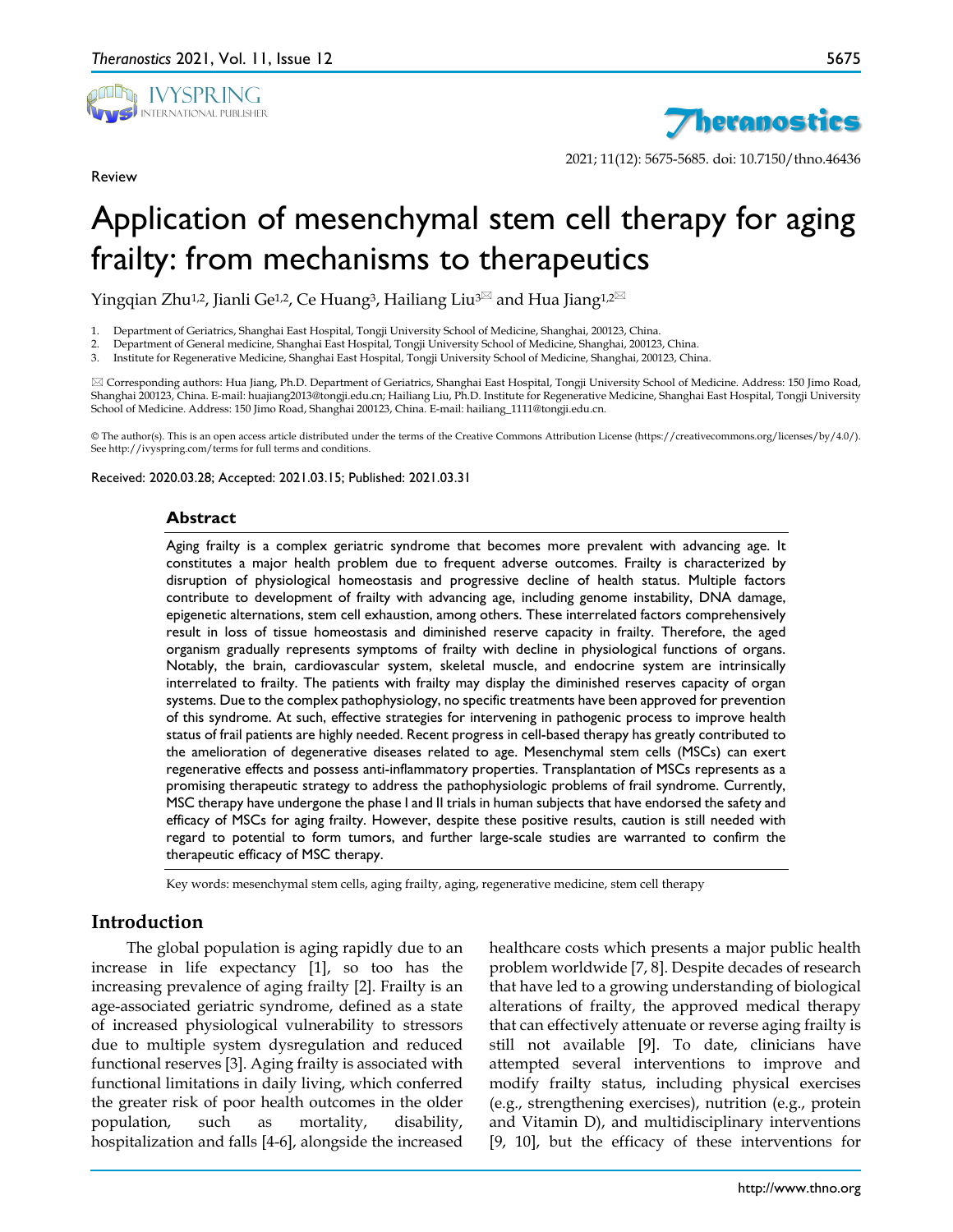Review

# Application of mesenchymal stem cell therapy for aging frailty: from mechanisms to therapeutics

Yingqian Zhu[1,2], Jianli Ge[1,2], Ce Huang[3], Hailiang Liu[3]✉ and Hua Jiang[1,2]✉

1. Department of Geriatrics, Shanghai East Hospital, Tongji University School of Medicine, Shanghai, 200123, China.
2. Department of General medicine, Shanghai East Hospital, Tongji University School of Medicine, Shanghai, 200123, China.
3. Institute for Regenerative Medicine, Shanghai East Hospital, Tongji University School of Medicine, Shanghai, 200123, China.

✉ Corresponding authors: Hua Jiang, Ph.D. Department of Geriatrics, Shanghai East Hospital, Tongji University School of Medicine. Address: 150 Jimo Road, Shanghai 200123, China. E-mail: huajiang2013@tongji.edu.cn; Hailiang Liu, Ph.D. Institute for Regenerative Medicine, Shanghai East Hospital, Tongji University School of Medicine. Address: 150 Jimo Road, Shanghai 200123, China. E-mail: hailiang_1111@tongji.edu.cn.

© The author(s). This is an open access article distributed under the terms of the Creative Commons Attribution License (https://creativecommons.org/licenses/by/4.0/). See http://ivyspring.com/terms for full terms and conditions.

Received: 2020.03.28; Accepted: 2021.03.15; Published: 2021.03.31

## Abstract

Aging frailty is a complex geriatric syndrome that becomes more prevalent with advancing age. It constitutes a major health problem due to frequent adverse outcomes. Frailty is characterized by disruption of physiological homeostasis and progressive decline of health status. Multiple factors contribute to development of frailty with advancing age, including genome instability, DNA damage, epigenetic alternations, stem cell exhaustion, among others. These interrelated factors comprehensively result in loss of tissue homeostasis and diminished reserve capacity in frailty. Therefore, the aged organism gradually represents symptoms of frailty with decline in physiological functions of organs. Notably, the brain, cardiovascular system, skeletal muscle, and endocrine system are intrinsically interrelated to frailty. The patients with frailty may display the diminished reserves capacity of organ systems. Due to the complex pathophysiology, no specific treatments have been approved for prevention of this syndrome. At such, effective strategies for intervening in pathogenic process to improve health status of frail patients are highly needed. Recent progress in cell-based therapy has greatly contributed to the amelioration of degenerative diseases related to age. Mesenchymal stem cells (MSCs) can exert regenerative effects and possess anti-inflammatory properties. Transplantation of MSCs represents as a promising therapeutic strategy to address the pathophysiologic problems of frail syndrome. Currently, MSC therapy have undergone the phase I and II trials in human subjects that have endorsed the safety and efficacy of MSCs for aging frailty. However, despite these positive results, caution is still needed with regard to potential to form tumors, and further large-scale studies are warranted to confirm the therapeutic efficacy of MSC therapy.

Key words: mesenchymal stem cells, aging frailty, aging, regenerative medicine, stem cell therapy

## Introduction

The global population is aging rapidly due to an increase in life expectancy [1], so too has the increasing prevalence of aging frailty [2]. Frailty is an age-associated geriatric syndrome, defined as a state of increased physiological vulnerability to stressors due to multiple system dysregulation and reduced functional reserves [3]. Aging frailty is associated with functional limitations in daily living, which conferred the greater risk of poor health outcomes in the older population, such as mortality, disability, hospitalization and falls [4-6], alongside the increased healthcare costs which presents a major public health problem worldwide [7, 8]. Despite decades of research that have led to a growing understanding of biological alterations of frailty, the approved medical therapy that can effectively attenuate or reverse aging frailty is still not available [9]. To date, clinicians have attempted several interventions to improve and modify frailty status, including physical exercises (e.g., strengthening exercises), nutrition (e.g., protein and Vitamin D), and multidisciplinary interventions [9, 10], but the efficacy of these interventions for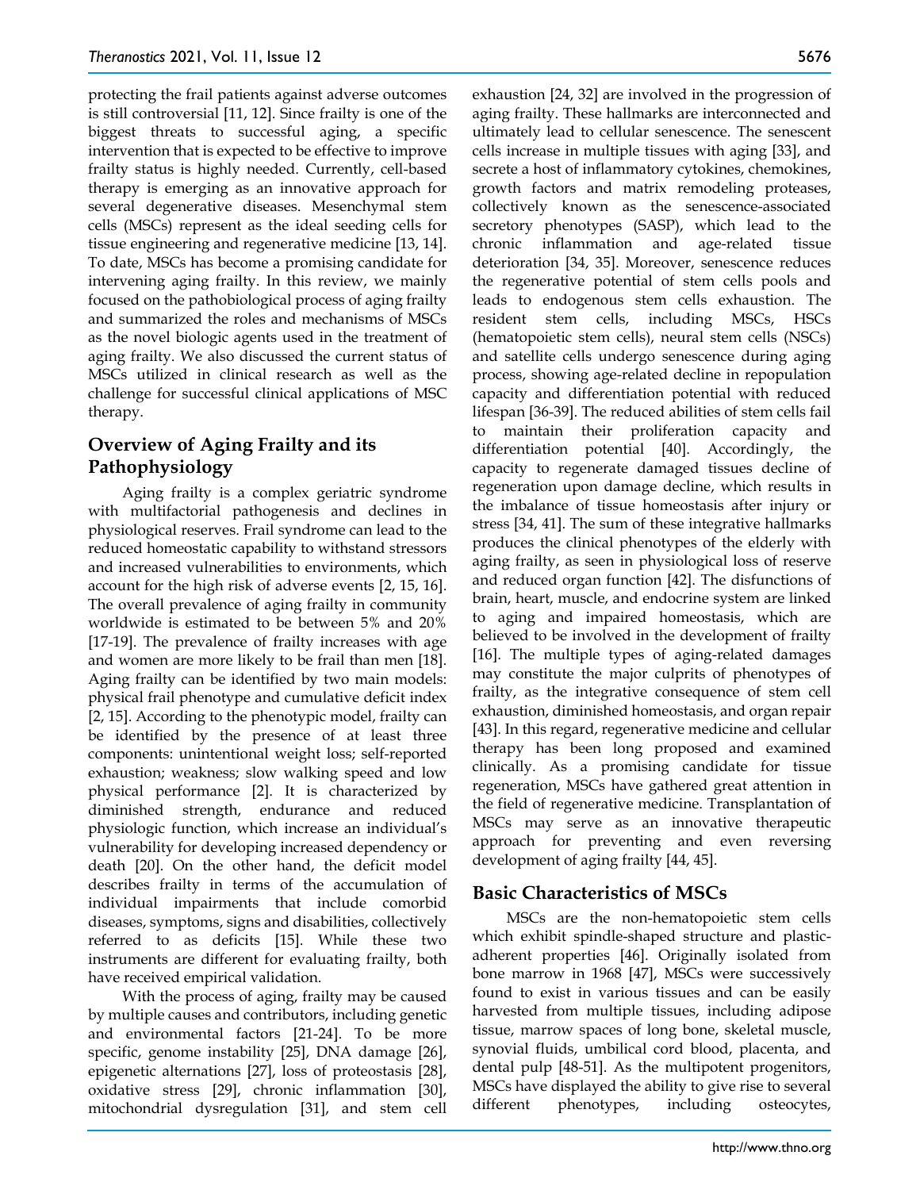protecting the frail patients against adverse outcomes is still controversial [11, 12]. Since frailty is one of the biggest threats to successful aging, a specific intervention that is expected to be effective to improve frailty status is highly needed. Currently, cell-based therapy is emerging as an innovative approach for several degenerative diseases. Mesenchymal stem cells (MSCs) represent as the ideal seeding cells for tissue engineering and regenerative medicine [13, 14]. To date, MSCs has become a promising candidate for intervening aging frailty. In this review, we mainly focused on the pathobiological process of aging frailty and summarized the roles and mechanisms of MSCs as the novel biologic agents used in the treatment of aging frailty. We also discussed the current status of MSCs utilized in clinical research as well as the challenge for successful clinical applications of MSC therapy.

## Overview of Aging Frailty and its Pathophysiology

Aging frailty is a complex geriatric syndrome with multifactorial pathogenesis and declines in physiological reserves. Frail syndrome can lead to the reduced homeostatic capability to withstand stressors and increased vulnerabilities to environments, which account for the high risk of adverse events [2, 15, 16]. The overall prevalence of aging frailty in community worldwide is estimated to be between 5% and 20% [17-19]. The prevalence of frailty increases with age and women are more likely to be frail than men [18]. Aging frailty can be identified by two main models: physical frail phenotype and cumulative deficit index [2, 15]. According to the phenotypic model, frailty can be identified by the presence of at least three components: unintentional weight loss; self-reported exhaustion; weakness; slow walking speed and low physical performance [2]. It is characterized by diminished strength, endurance and reduced physiologic function, which increase an individual's vulnerability for developing increased dependency or death [20]. On the other hand, the deficit model describes frailty in terms of the accumulation of individual impairments that include comorbid diseases, symptoms, signs and disabilities, collectively referred to as deficits [15]. While these two instruments are different for evaluating frailty, both have received empirical validation.

With the process of aging, frailty may be caused by multiple causes and contributors, including genetic and environmental factors [21-24]. To be more specific, genome instability [25], DNA damage [26], epigenetic alternations [27], loss of proteostasis [28], oxidative stress [29], chronic inflammation [30], mitochondrial dysregulation [31], and stem cell exhaustion [24, 32] are involved in the progression of aging frailty. These hallmarks are interconnected and ultimately lead to cellular senescence. The senescent cells increase in multiple tissues with aging [33], and secrete a host of inflammatory cytokines, chemokines, growth factors and matrix remodeling proteases, collectively known as the senescence-associated secretory phenotypes (SASP), which lead to the chronic inflammation and age-related tissue deterioration [34, 35]. Moreover, senescence reduces the regenerative potential of stem cells pools and leads to endogenous stem cells exhaustion. The resident stem cells, including MSCs, HSCs (hematopoietic stem cells), neural stem cells (NSCs) and satellite cells undergo senescence during aging process, showing age-related decline in repopulation capacity and differentiation potential with reduced lifespan [36-39]. The reduced abilities of stem cells fail to maintain their proliferation capacity and differentiation potential [40]. Accordingly, the capacity to regenerate damaged tissues decline of regeneration upon damage decline, which results in the imbalance of tissue homeostasis after injury or stress [34, 41]. The sum of these integrative hallmarks produces the clinical phenotypes of the elderly with aging frailty, as seen in physiological loss of reserve and reduced organ function [42]. The disfunctions of brain, heart, muscle, and endocrine system are linked to aging and impaired homeostasis, which are believed to be involved in the development of frailty [16]. The multiple types of aging-related damages may constitute the major culprits of phenotypes of frailty, as the integrative consequence of stem cell exhaustion, diminished homeostasis, and organ repair [43]. In this regard, regenerative medicine and cellular therapy has been long proposed and examined clinically. As a promising candidate for tissue regeneration, MSCs have gathered great attention in the field of regenerative medicine. Transplantation of MSCs may serve as an innovative therapeutic approach for preventing and even reversing development of aging frailty [44, 45].

## Basic Characteristics of MSCs

MSCs are the non-hematopoietic stem cells which exhibit spindle-shaped structure and plastic-adherent properties [46]. Originally isolated from bone marrow in 1968 [47], MSCs were successively found to exist in various tissues and can be easily harvested from multiple tissues, including adipose tissue, marrow spaces of long bone, skeletal muscle, synovial fluids, umbilical cord blood, placenta, and dental pulp [48-51]. As the multipotent progenitors, MSCs have displayed the ability to give rise to several different phenotypes, including osteocytes,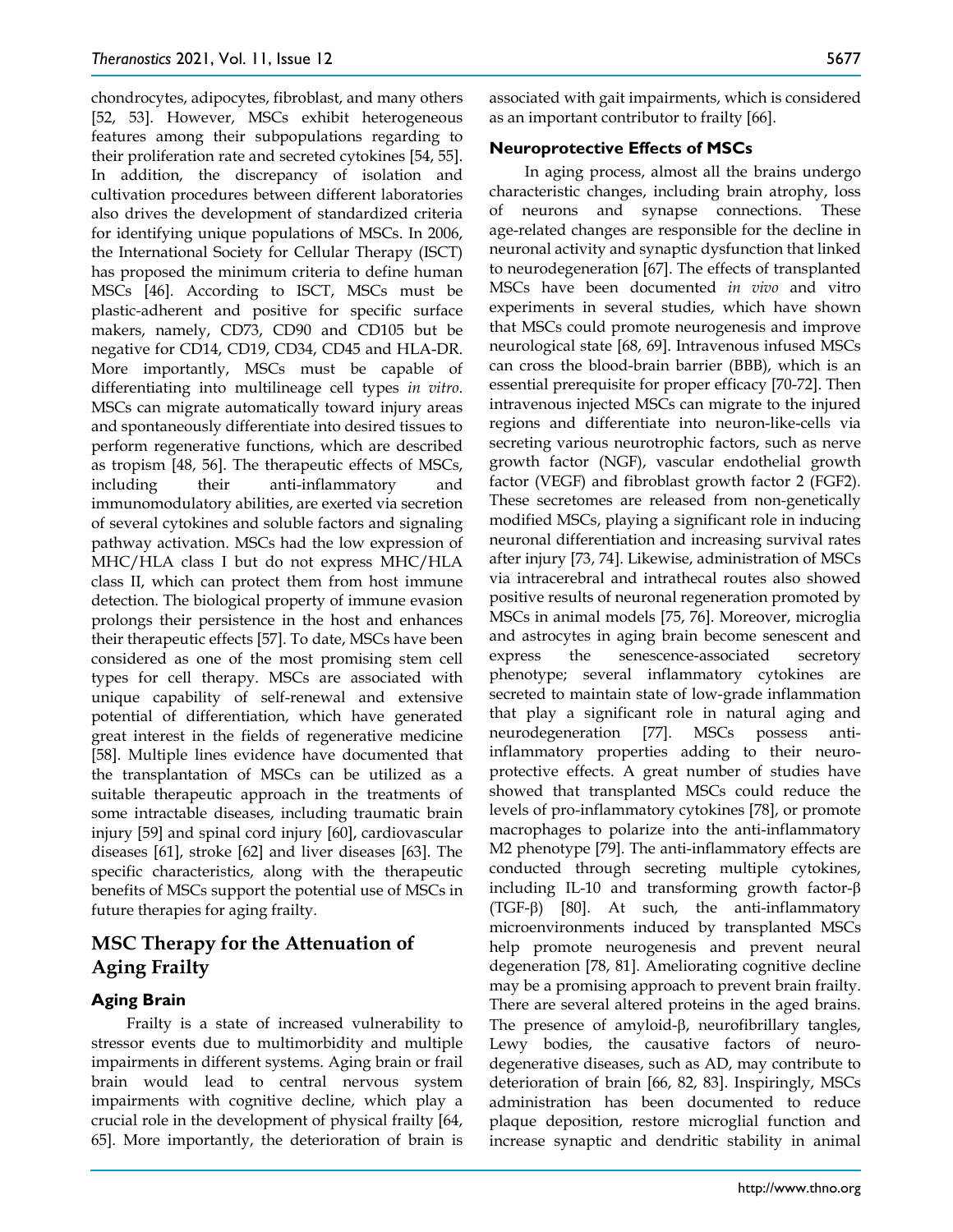chondrocytes, adipocytes, fibroblast, and many others [52, 53]. However, MSCs exhibit heterogeneous features among their subpopulations regarding to their proliferation rate and secreted cytokines [54, 55]. In addition, the discrepancy of isolation and cultivation procedures between different laboratories also drives the development of standardized criteria for identifying unique populations of MSCs. In 2006, the International Society for Cellular Therapy (ISCT) has proposed the minimum criteria to define human MSCs [46]. According to ISCT, MSCs must be plastic-adherent and positive for specific surface makers, namely, CD73, CD90 and CD105 but be negative for CD14, CD19, CD34, CD45 and HLA-DR. More importantly, MSCs must be capable of differentiating into multilineage cell types *in vitro*. MSCs can migrate automatically toward injury areas and spontaneously differentiate into desired tissues to perform regenerative functions, which are described as tropism [48, 56]. The therapeutic effects of MSCs, including their anti-inflammatory and immunomodulatory abilities, are exerted via secretion of several cytokines and soluble factors and signaling pathway activation. MSCs had the low expression of MHC/HLA class I but do not express MHC/HLA class II, which can protect them from host immune detection. The biological property of immune evasion prolongs their persistence in the host and enhances their therapeutic effects [57]. To date, MSCs have been considered as one of the most promising stem cell types for cell therapy. MSCs are associated with unique capability of self-renewal and extensive potential of differentiation, which have generated great interest in the fields of regenerative medicine [58]. Multiple lines evidence have documented that the transplantation of MSCs can be utilized as a suitable therapeutic approach in the treatments of some intractable diseases, including traumatic brain injury [59] and spinal cord injury [60], cardiovascular diseases [61], stroke [62] and liver diseases [63]. The specific characteristics, along with the therapeutic benefits of MSCs support the potential use of MSCs in future therapies for aging frailty.

## MSC Therapy for the Attenuation of Aging Frailty

### Aging Brain

Frailty is a state of increased vulnerability to stressor events due to multimorbidity and multiple impairments in different systems. Aging brain or frail brain would lead to central nervous system impairments with cognitive decline, which play a crucial role in the development of physical frailty [64, 65]. More importantly, the deterioration of brain is associated with gait impairments, which is considered as an important contributor to frailty [66].

### Neuroprotective Effects of MSCs

In aging process, almost all the brains undergo characteristic changes, including brain atrophy, loss of neurons and synapse connections. These age-related changes are responsible for the decline in neuronal activity and synaptic dysfunction that linked to neurodegeneration [67]. The effects of transplanted MSCs have been documented *in vivo* and vitro experiments in several studies, which have shown that MSCs could promote neurogenesis and improve neurological state [68, 69]. Intravenous infused MSCs can cross the blood-brain barrier (BBB), which is an essential prerequisite for proper efficacy [70-72]. Then intravenous injected MSCs can migrate to the injured regions and differentiate into neuron-like-cells via secreting various neurotrophic factors, such as nerve growth factor (NGF), vascular endothelial growth factor (VEGF) and fibroblast growth factor 2 (FGF2). These secretomes are released from non-genetically modified MSCs, playing a significant role in inducing neuronal differentiation and increasing survival rates after injury [73, 74]. Likewise, administration of MSCs via intracerebral and intrathecal routes also showed positive results of neuronal regeneration promoted by MSCs in animal models [75, 76]. Moreover, microglia and astrocytes in aging brain become senescent and express the senescence-associated secretory phenotype; several inflammatory cytokines are secreted to maintain state of low-grade inflammation that play a significant role in natural aging and neurodegeneration [77]. MSCs possess anti-inflammatory properties adding to their neuro-protective effects. A great number of studies have showed that transplanted MSCs could reduce the levels of pro-inflammatory cytokines [78], or promote macrophages to polarize into the anti-inflammatory M2 phenotype [79]. The anti-inflammatory effects are conducted through secreting multiple cytokines, including IL-10 and transforming growth factor-β (TGF-β) [80]. At such, the anti-inflammatory microenvironments induced by transplanted MSCs help promote neurogenesis and prevent neural degeneration [78, 81]. Ameliorating cognitive decline may be a promising approach to prevent brain frailty. There are several altered proteins in the aged brains. The presence of amyloid-β, neurofibrillary tangles, Lewy bodies, the causative factors of neuro-degenerative diseases, such as AD, may contribute to deterioration of brain [66, 82, 83]. Inspiringly, MSCs administration has been documented to reduce plaque deposition, restore microglial function and increase synaptic and dendritic stability in animal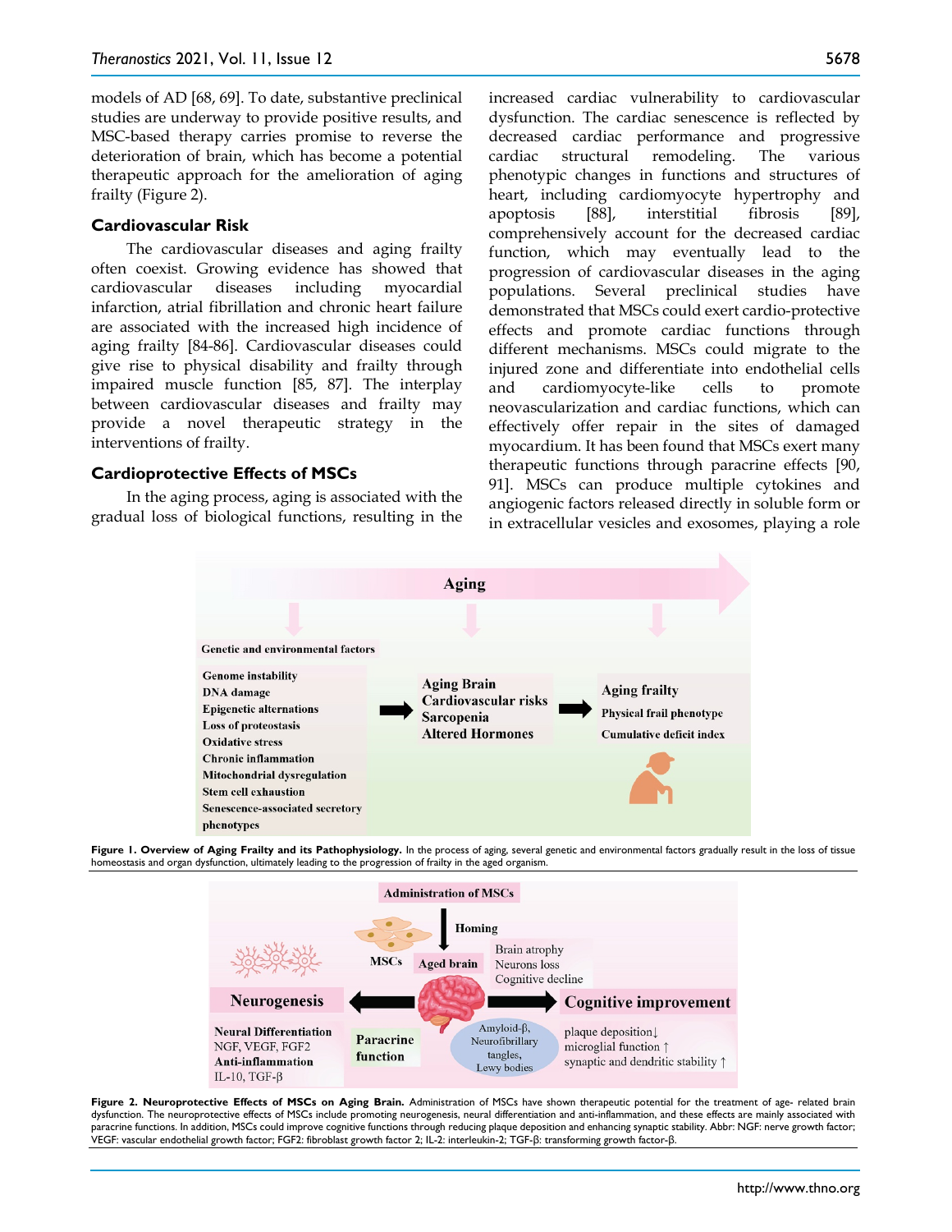models of AD [68, 69]. To date, substantive preclinical studies are underway to provide positive results, and MSC-based therapy carries promise to reverse the deterioration of brain, which has become a potential therapeutic approach for the amelioration of aging frailty (Figure 2).

### Cardiovascular Risk

The cardiovascular diseases and aging frailty often coexist. Growing evidence has showed that cardiovascular diseases including myocardial infarction, atrial fibrillation and chronic heart failure are associated with the increased high incidence of aging frailty [84-86]. Cardiovascular diseases could give rise to physical disability and frailty through impaired muscle function [85, 87]. The interplay between cardiovascular diseases and frailty may provide a novel therapeutic strategy in the interventions of frailty.

### Cardioprotective Effects of MSCs

In the aging process, aging is associated with the gradual loss of biological functions, resulting in the increased cardiac vulnerability to cardiovascular dysfunction. The cardiac senescence is reflected by decreased cardiac performance and progressive cardiac structural remodeling. The various phenotypic changes in functions and structures of heart, including cardiomyocyte hypertrophy and apoptosis [88], interstitial fibrosis [89], comprehensively account for the decreased cardiac function, which may eventually lead to the progression of cardiovascular diseases in the aging populations. Several preclinical studies have demonstrated that MSCs could exert cardio-protective effects and promote cardiac functions through different mechanisms. MSCs could migrate to the injured zone and differentiate into endothelial cells and cardiomyocyte-like cells to promote neovascularization and cardiac functions, which can effectively offer repair in the sites of damaged myocardium. It has been found that MSCs exert many therapeutic functions through paracrine effects [90, 91]. MSCs can produce multiple cytokines and angiogenic factors released directly in soluble form or in extracellular vesicles and exosomes, playing a role

**Figure 1. Overview of Aging Frailty and its Pathophysiology.** In the process of aging, several genetic and environmental factors gradually result in the loss of tissue homeostasis and organ dysfunction, ultimately leading to the progression of frailty in the aged organism.

**Figure 2. Neuroprotective Effects of MSCs on Aging Brain.** Administration of MSCs have shown therapeutic potential for the treatment of age- related brain dysfunction. The neuroprotective effects of MSCs include promoting neurogenesis, neural differentiation and anti-inflammation, and these effects are mainly associated with paracrine functions. In addition, MSCs could improve cognitive functions through reducing plaque deposition and enhancing synaptic stability. Abbr: NGF: nerve growth factor; VEGF: vascular endothelial growth factor; FGF2: fibroblast growth factor 2; IL-2: interleukin-2; TGF-β: transforming growth factor-β.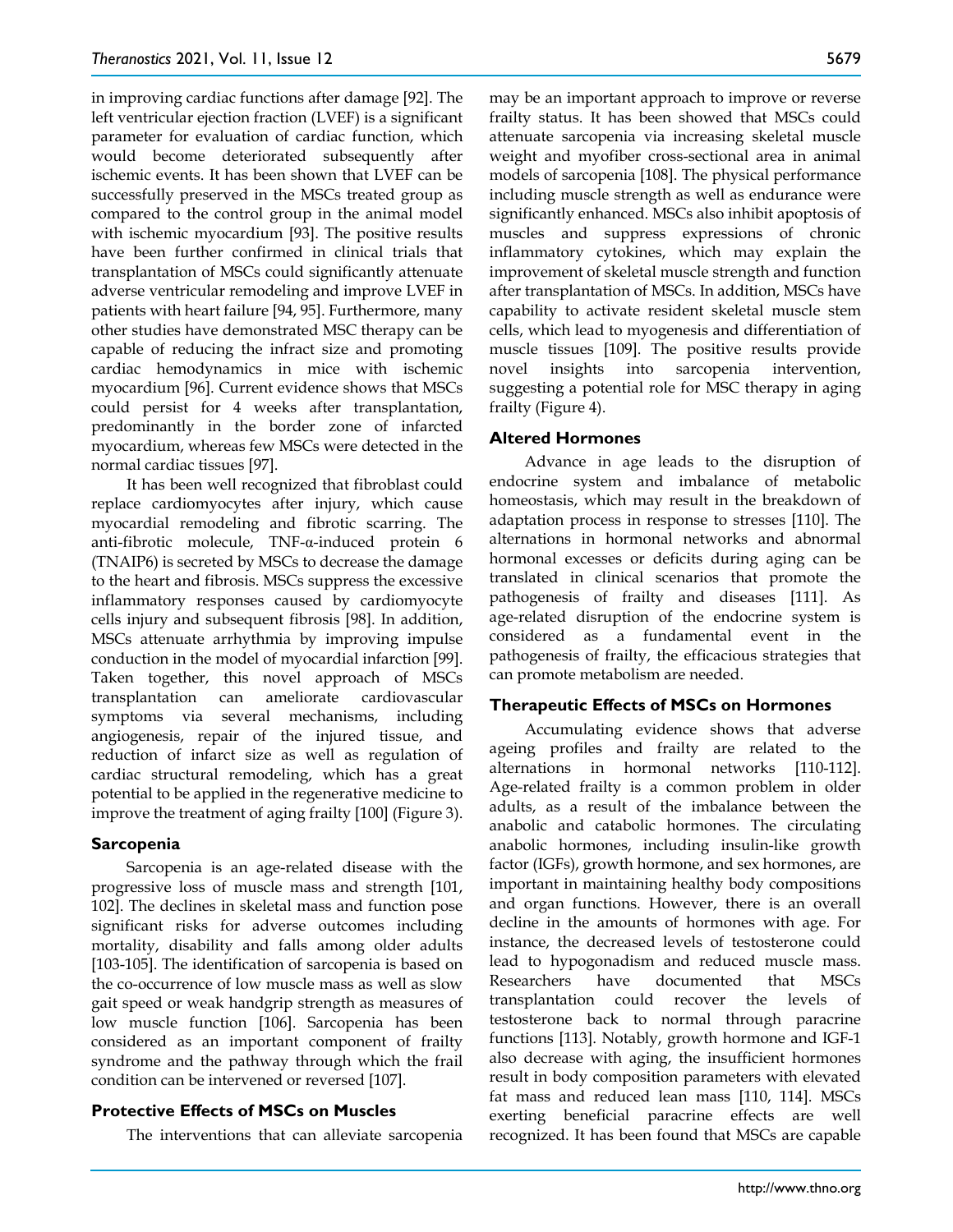in improving cardiac functions after damage [92]. The left ventricular ejection fraction (LVEF) is a significant parameter for evaluation of cardiac function, which would become deteriorated subsequently after ischemic events. It has been shown that LVEF can be successfully preserved in the MSCs treated group as compared to the control group in the animal model with ischemic myocardium [93]. The positive results have been further confirmed in clinical trials that transplantation of MSCs could significantly attenuate adverse ventricular remodeling and improve LVEF in patients with heart failure [94, 95]. Furthermore, many other studies have demonstrated MSC therapy can be capable of reducing the infract size and promoting cardiac hemodynamics in mice with ischemic myocardium [96]. Current evidence shows that MSCs could persist for 4 weeks after transplantation, predominantly in the border zone of infarcted myocardium, whereas few MSCs were detected in the normal cardiac tissues [97].

It has been well recognized that fibroblast could replace cardiomyocytes after injury, which cause myocardial remodeling and fibrotic scarring. The anti-fibrotic molecule, TNF-α-induced protein 6 (TNAIP6) is secreted by MSCs to decrease the damage to the heart and fibrosis. MSCs suppress the excessive inflammatory responses caused by cardiomyocyte cells injury and subsequent fibrosis [98]. In addition, MSCs attenuate arrhythmia by improving impulse conduction in the model of myocardial infarction [99]. Taken together, this novel approach of MSCs transplantation can ameliorate cardiovascular symptoms via several mechanisms, including angiogenesis, repair of the injured tissue, and reduction of infarct size as well as regulation of cardiac structural remodeling, which has a great potential to be applied in the regenerative medicine to improve the treatment of aging frailty [100] (Figure 3).

## Sarcopenia

Sarcopenia is an age-related disease with the progressive loss of muscle mass and strength [101, 102]. The declines in skeletal mass and function pose significant risks for adverse outcomes including mortality, disability and falls among older adults [103-105]. The identification of sarcopenia is based on the co-occurrence of low muscle mass as well as slow gait speed or weak handgrip strength as measures of low muscle function [106]. Sarcopenia has been considered as an important component of frailty syndrome and the pathway through which the frail condition can be intervened or reversed [107].

## Protective Effects of MSCs on Muscles

The interventions that can alleviate sarcopenia may be an important approach to improve or reverse frailty status. It has been showed that MSCs could attenuate sarcopenia via increasing skeletal muscle weight and myofiber cross-sectional area in animal models of sarcopenia [108]. The physical performance including muscle strength as well as endurance were significantly enhanced. MSCs also inhibit apoptosis of muscles and suppress expressions of chronic inflammatory cytokines, which may explain the improvement of skeletal muscle strength and function after transplantation of MSCs. In addition, MSCs have capability to activate resident skeletal muscle stem cells, which lead to myogenesis and differentiation of muscle tissues [109]. The positive results provide novel insights into sarcopenia intervention, suggesting a potential role for MSC therapy in aging frailty (Figure 4).

## Altered Hormones

Advance in age leads to the disruption of endocrine system and imbalance of metabolic homeostasis, which may result in the breakdown of adaptation process in response to stresses [110]. The alternations in hormonal networks and abnormal hormonal excesses or deficits during aging can be translated in clinical scenarios that promote the pathogenesis of frailty and diseases [111]. As age-related disruption of the endocrine system is considered as a fundamental event in the pathogenesis of frailty, the efficacious strategies that can promote metabolism are needed.

## Therapeutic Effects of MSCs on Hormones

Accumulating evidence shows that adverse ageing profiles and frailty are related to the alternations in hormonal networks [110-112]. Age-related frailty is a common problem in older adults, as a result of the imbalance between the anabolic and catabolic hormones. The circulating anabolic hormones, including insulin-like growth factor (IGFs), growth hormone, and sex hormones, are important in maintaining healthy body compositions and organ functions. However, there is an overall decline in the amounts of hormones with age. For instance, the decreased levels of testosterone could lead to hypogonadism and reduced muscle mass. Researchers have documented that MSCs transplantation could recover the levels of testosterone back to normal through paracrine functions [113]. Notably, growth hormone and IGF-1 also decrease with aging, the insufficient hormones result in body composition parameters with elevated fat mass and reduced lean mass [110, 114]. MSCs exerting beneficial paracrine effects are well recognized. It has been found that MSCs are capable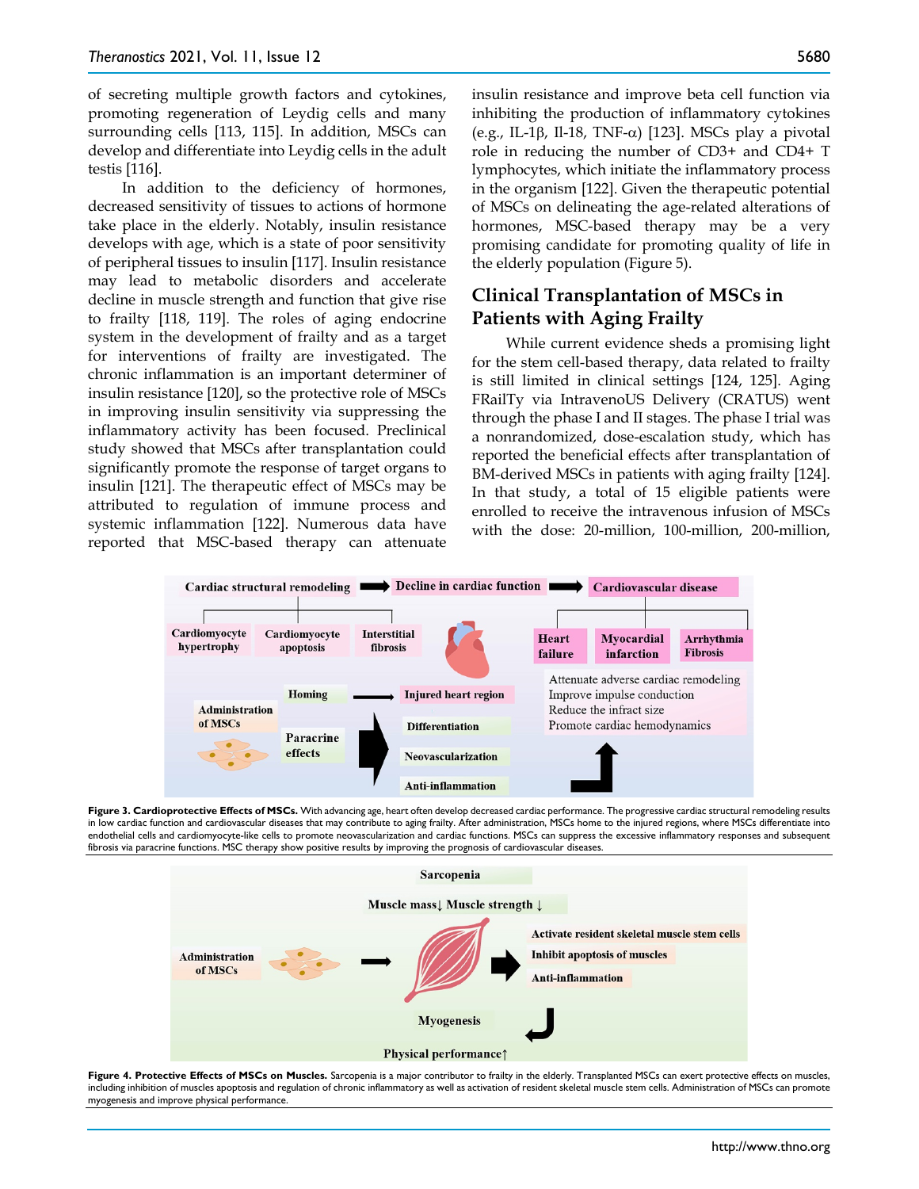of secreting multiple growth factors and cytokines, promoting regeneration of Leydig cells and many surrounding cells [113, 115]. In addition, MSCs can develop and differentiate into Leydig cells in the adult testis [116].

In addition to the deficiency of hormones, decreased sensitivity of tissues to actions of hormone take place in the elderly. Notably, insulin resistance develops with age, which is a state of poor sensitivity of peripheral tissues to insulin [117]. Insulin resistance may lead to metabolic disorders and accelerate decline in muscle strength and function that give rise to frailty [118, 119]. The roles of aging endocrine system in the development of frailty and as a target for interventions of frailty are investigated. The chronic inflammation is an important determiner of insulin resistance [120], so the protective role of MSCs in improving insulin sensitivity via suppressing the inflammatory activity has been focused. Preclinical study showed that MSCs after transplantation could significantly promote the response of target organs to insulin [121]. The therapeutic effect of MSCs may be attributed to regulation of immune process and systemic inflammation [122]. Numerous data have reported that MSC-based therapy can attenuate insulin resistance and improve beta cell function via inhibiting the production of inflammatory cytokines (e.g., IL-1β, Il-18, TNF-α) [123]. MSCs play a pivotal role in reducing the number of CD3+ and CD4+ T lymphocytes, which initiate the inflammatory process in the organism [122]. Given the therapeutic potential of MSCs on delineating the age-related alterations of hormones, MSC-based therapy may be a very promising candidate for promoting quality of life in the elderly population (Figure 5).

## Clinical Transplantation of MSCs in Patients with Aging Frailty

While current evidence sheds a promising light for the stem cell-based therapy, data related to frailty is still limited in clinical settings [124, 125]. Aging FRailTy via IntravenoUS Delivery (CRATUS) went through the phase I and II stages. The phase I trial was a nonrandomized, dose-escalation study, which has reported the beneficial effects after transplantation of BM-derived MSCs in patients with aging frailty [124]. In that study, a total of 15 eligible patients were enrolled to receive the intravenous infusion of MSCs with the dose: 20-million, 100-million, 200-million,

**Figure 3. Cardioprotective Effects of MSCs.** With advancing age, heart often develop decreased cardiac performance. The progressive cardiac structural remodeling results in low cardiac function and cardiovascular diseases that may contribute to aging frailty. After administration, MSCs home to the injured regions, where MSCs differentiate into endothelial cells and cardiomyocyte-like cells to promote neovascularization and cardiac functions. MSCs can suppress the excessive inflammatory responses and subsequent fibrosis via paracrine functions. MSC therapy show positive results by improving the prognosis of cardiovascular diseases.

**Figure 4. Protective Effects of MSCs on Muscles.** Sarcopenia is a major contributor to frailty in the elderly. Transplanted MSCs can exert protective effects on muscles, including inhibition of muscles apoptosis and regulation of chronic inflammatory as well as activation of resident skeletal muscle stem cells. Administration of MSCs can promote myogenesis and improve physical performance.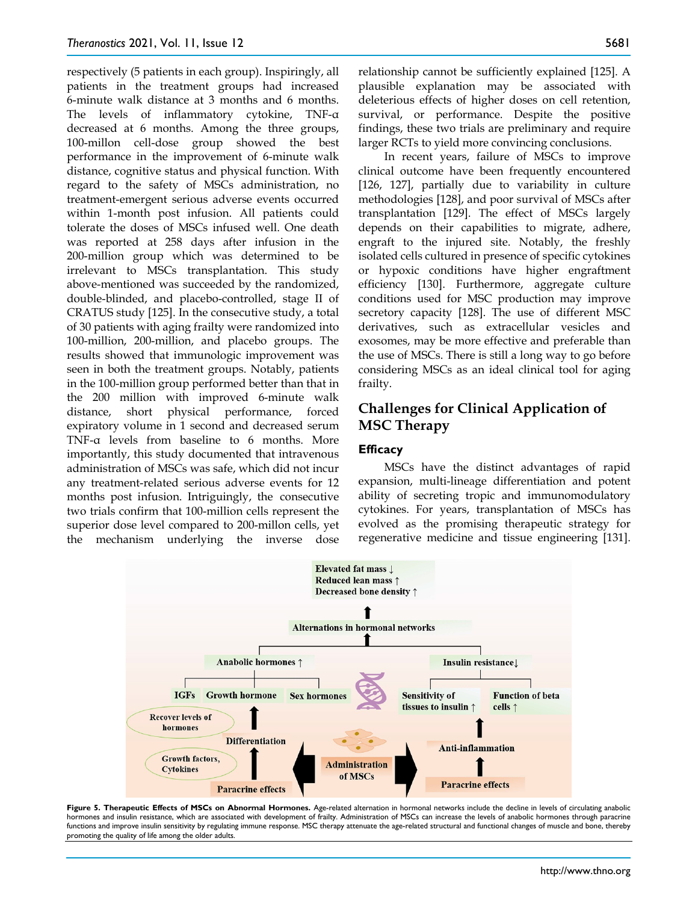respectively (5 patients in each group). Inspiringly, all patients in the treatment groups had increased 6-minute walk distance at 3 months and 6 months. The levels of inflammatory cytokine, TNF-α decreased at 6 months. Among the three groups, 100-millon cell-dose group showed the best performance in the improvement of 6-minute walk distance, cognitive status and physical function. With regard to the safety of MSCs administration, no treatment-emergent serious adverse events occurred within 1-month post infusion. All patients could tolerate the doses of MSCs infused well. One death was reported at 258 days after infusion in the 200-million group which was determined to be irrelevant to MSCs transplantation. This study above-mentioned was succeeded by the randomized, double-blinded, and placebo-controlled, stage II of CRATUS study [125]. In the consecutive study, a total of 30 patients with aging frailty were randomized into 100-million, 200-million, and placebo groups. The results showed that immunologic improvement was seen in both the treatment groups. Notably, patients in the 100-million group performed better than that in the 200 million with improved 6-minute walk distance, short physical performance, forced expiratory volume in 1 second and decreased serum TNF-α levels from baseline to 6 months. More importantly, this study documented that intravenous administration of MSCs was safe, which did not incur any treatment-related serious adverse events for 12 months post infusion. Intriguingly, the consecutive two trials confirm that 100-million cells represent the superior dose level compared to 200-millon cells, yet the mechanism underlying the inverse dose relationship cannot be sufficiently explained [125]. A plausible explanation may be associated with deleterious effects of higher doses on cell retention, survival, or performance. Despite the positive findings, these two trials are preliminary and require larger RCTs to yield more convincing conclusions.

In recent years, failure of MSCs to improve clinical outcome have been frequently encountered [126, 127], partially due to variability in culture methodologies [128], and poor survival of MSCs after transplantation [129]. The effect of MSCs largely depends on their capabilities to migrate, adhere, engraft to the injured site. Notably, the freshly isolated cells cultured in presence of specific cytokines or hypoxic conditions have higher engraftment efficiency [130]. Furthermore, aggregate culture conditions used for MSC production may improve secretory capacity [128]. The use of different MSC derivatives, such as extracellular vesicles and exosomes, may be more effective and preferable than the use of MSCs. There is still a long way to go before considering MSCs as an ideal clinical tool for aging frailty.

## Challenges for Clinical Application of MSC Therapy

### Efficacy

MSCs have the distinct advantages of rapid expansion, multi-lineage differentiation and potent ability of secreting tropic and immunomodulatory cytokines. For years, transplantation of MSCs has evolved as the promising therapeutic strategy for regenerative medicine and tissue engineering [131].

**Figure 5. Therapeutic Effects of MSCs on Abnormal Hormones.** Age-related alternation in hormonal networks include the decline in levels of circulating anabolic hormones and insulin resistance, which are associated with development of frailty. Administration of MSCs can increase the levels of anabolic hormones through paracrine functions and improve insulin sensitivity by regulating immune response. MSC therapy attenuate the age-related structural and functional changes of muscle and bone, thereby promoting the quality of life among the older adults.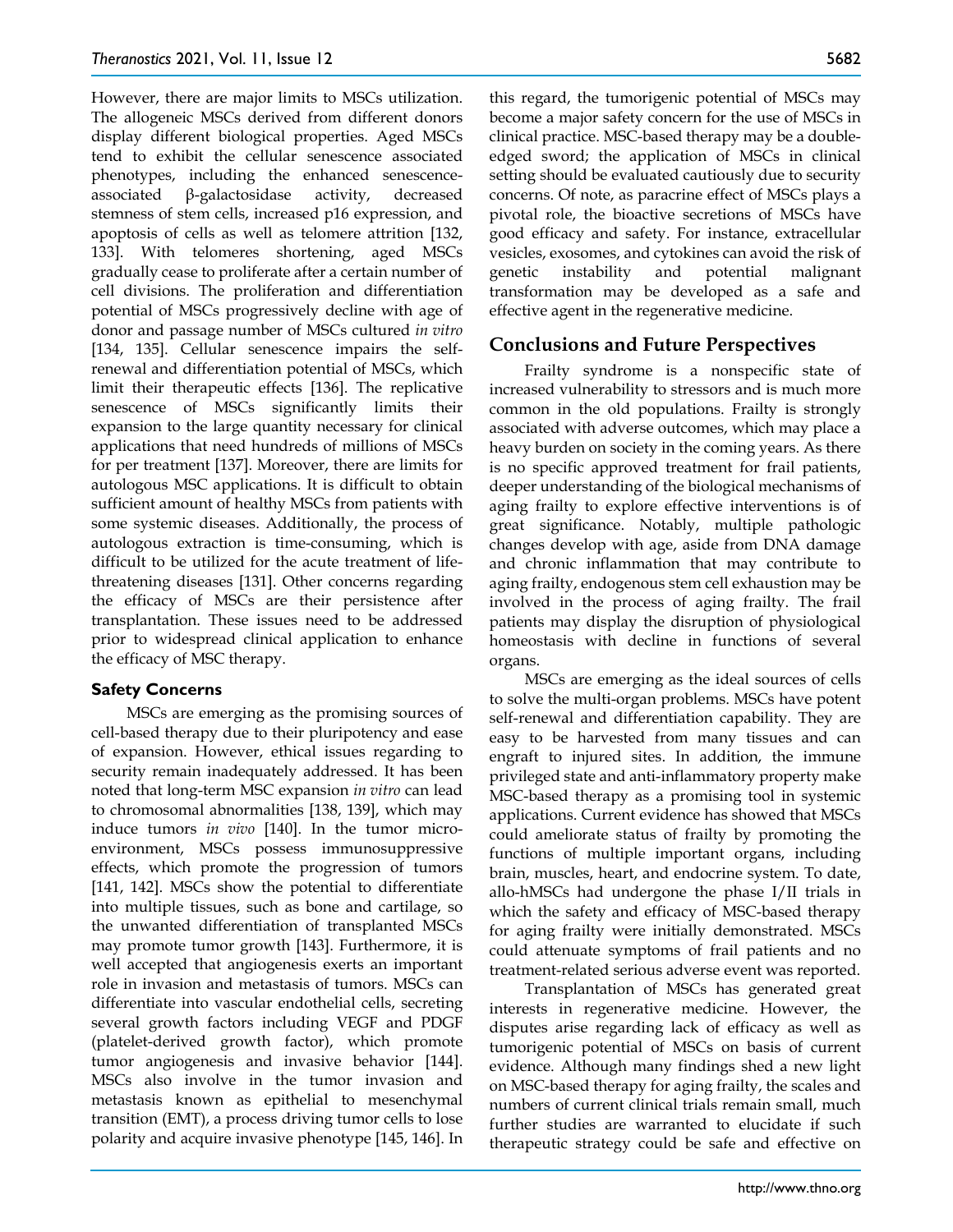However, there are major limits to MSCs utilization. The allogeneic MSCs derived from different donors display different biological properties. Aged MSCs tend to exhibit the cellular senescence associated phenotypes, including the enhanced senescence-associated β-galactosidase activity, decreased stemness of stem cells, increased p16 expression, and apoptosis of cells as well as telomere attrition [132, 133]. With telomeres shortening, aged MSCs gradually cease to proliferate after a certain number of cell divisions. The proliferation and differentiation potential of MSCs progressively decline with age of donor and passage number of MSCs cultured *in vitro* [134, 135]. Cellular senescence impairs the self-renewal and differentiation potential of MSCs, which limit their therapeutic effects [136]. The replicative senescence of MSCs significantly limits their expansion to the large quantity necessary for clinical applications that need hundreds of millions of MSCs for per treatment [137]. Moreover, there are limits for autologous MSC applications. It is difficult to obtain sufficient amount of healthy MSCs from patients with some systemic diseases. Additionally, the process of autologous extraction is time-consuming, which is difficult to be utilized for the acute treatment of life-threatening diseases [131]. Other concerns regarding the efficacy of MSCs are their persistence after transplantation. These issues need to be addressed prior to widespread clinical application to enhance the efficacy of MSC therapy.

### Safety Concerns

MSCs are emerging as the promising sources of cell-based therapy due to their pluripotency and ease of expansion. However, ethical issues regarding to security remain inadequately addressed. It has been noted that long-term MSC expansion *in vitro* can lead to chromosomal abnormalities [138, 139], which may induce tumors *in vivo* [140]. In the tumor micro-environment, MSCs possess immunosuppressive effects, which promote the progression of tumors [141, 142]. MSCs show the potential to differentiate into multiple tissues, such as bone and cartilage, so the unwanted differentiation of transplanted MSCs may promote tumor growth [143]. Furthermore, it is well accepted that angiogenesis exerts an important role in invasion and metastasis of tumors. MSCs can differentiate into vascular endothelial cells, secreting several growth factors including VEGF and PDGF (platelet-derived growth factor), which promote tumor angiogenesis and invasive behavior [144]. MSCs also involve in the tumor invasion and metastasis known as epithelial to mesenchymal transition (EMT), a process driving tumor cells to lose polarity and acquire invasive phenotype [145, 146]. In this regard, the tumorigenic potential of MSCs may become a major safety concern for the use of MSCs in clinical practice. MSC-based therapy may be a double-edged sword; the application of MSCs in clinical setting should be evaluated cautiously due to security concerns. Of note, as paracrine effect of MSCs plays a pivotal role, the bioactive secretions of MSCs have good efficacy and safety. For instance, extracellular vesicles, exosomes, and cytokines can avoid the risk of genetic instability and potential malignant transformation may be developed as a safe and effective agent in the regenerative medicine.

## Conclusions and Future Perspectives

Frailty syndrome is a nonspecific state of increased vulnerability to stressors and is much more common in the old populations. Frailty is strongly associated with adverse outcomes, which may place a heavy burden on society in the coming years. As there is no specific approved treatment for frail patients, deeper understanding of the biological mechanisms of aging frailty to explore effective interventions is of great significance. Notably, multiple pathologic changes develop with age, aside from DNA damage and chronic inflammation that may contribute to aging frailty, endogenous stem cell exhaustion may be involved in the process of aging frailty. The frail patients may display the disruption of physiological homeostasis with decline in functions of several organs.

MSCs are emerging as the ideal sources of cells to solve the multi-organ problems. MSCs have potent self-renewal and differentiation capability. They are easy to be harvested from many tissues and can engraft to injured sites. In addition, the immune privileged state and anti-inflammatory property make MSC-based therapy as a promising tool in systemic applications. Current evidence has showed that MSCs could ameliorate status of frailty by promoting the functions of multiple important organs, including brain, muscles, heart, and endocrine system. To date, allo-hMSCs had undergone the phase I/II trials in which the safety and efficacy of MSC-based therapy for aging frailty were initially demonstrated. MSCs could attenuate symptoms of frail patients and no treatment-related serious adverse event was reported.

Transplantation of MSCs has generated great interests in regenerative medicine. However, the disputes arise regarding lack of efficacy as well as tumorigenic potential of MSCs on basis of current evidence. Although many findings shed a new light on MSC-based therapy for aging frailty, the scales and numbers of current clinical trials remain small, much further studies are warranted to elucidate if such therapeutic strategy could be safe and effective on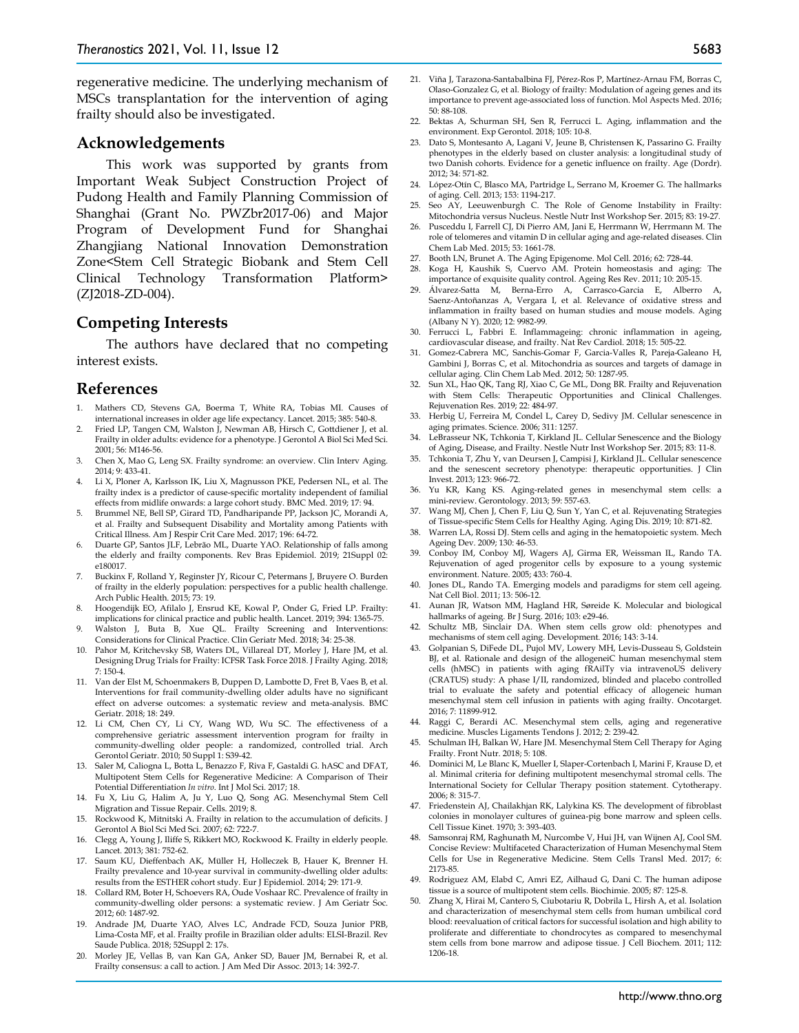regenerative medicine. The underlying mechanism of MSCs transplantation for the intervention of aging frailty should also be investigated.

## Acknowledgements

This work was supported by grants from Important Weak Subject Construction Project of Pudong Health and Family Planning Commission of Shanghai (Grant No. PWZbr2017-06) and Major Program of Development Fund for Shanghai Zhangjiang National Innovation Demonstration Zone<Stem Cell Strategic Biobank and Stem Cell Clinical Technology Transformation Platform> (ZJ2018-ZD-004).

## Competing Interests

The authors have declared that no competing interest exists.

## References

1. Mathers CD, Stevens GA, Boerma T, White RA, Tobias MI. Causes of international increases in older age life expectancy. Lancet. 2015; 385: 540-8.
2. Fried LP, Tangen CM, Walston J, Newman AB, Hirsch C, Gottdiener J, et al. Frailty in older adults: evidence for a phenotype. J Gerontol A Biol Sci Med Sci. 2001; 56: M146-56.
3. Chen X, Mao G, Leng SX. Frailty syndrome: an overview. Clin Interv Aging. 2014; 9: 433-41.
4. Li X, Ploner A, Karlsson IK, Liu X, Magnusson PKE, Pedersen NL, et al. The frailty index is a predictor of cause-specific mortality independent of familial effects from midlife onwards: a large cohort study. BMC Med. 2019; 17: 94.
5. Brummel NE, Bell SP, Girard TD, Pandharipande PP, Jackson JC, Morandi A, et al. Frailty and Subsequent Disability and Mortality among Patients with Critical Illness. Am J Respir Crit Care Med. 2017; 196: 64-72.
6. Duarte GP, Santos JLF, Lebrão ML, Duarte YAO. Relationship of falls among the elderly and frailty components. Rev Bras Epidemiol. 2019; 21Suppl 02: e180017.
7. Buckinx F, Rolland Y, Reginster JY, Ricour C, Petermans J, Bruyere O. Burden of frailty in the elderly population: perspectives for a public health challenge. Arch Public Health. 2015; 73: 19.
8. Hoogendijk EO, Afilalo J, Ensrud KE, Kowal P, Onder G, Fried LP. Frailty: implications for clinical practice and public health. Lancet. 2019; 394: 1365-75.
9. Walston J, Buta B, Xue QL. Frailty Screening and Interventions: Considerations for Clinical Practice. Clin Geriatr Med. 2018; 34: 25-38.
10. Pahor M, Kritchevsky SB, Waters DL, Villareal DT, Morley J, Hare JM, et al. Designing Drug Trials for Frailty: ICFSR Task Force 2018. J Frailty Aging. 2018; 7: 150-4.
11. Van der Elst M, Schoenmakers B, Duppen D, Lambotte D, Fret B, Vaes B, et al. Interventions for frail community-dwelling older adults have no significant effect on adverse outcomes: a systematic review and meta-analysis. BMC Geriatr. 2018; 18: 249.
12. Li CM, Chen CY, Li CY, Wang WD, Wu SC. The effectiveness of a comprehensive geriatric assessment intervention program for frailty in community-dwelling older people: a randomized, controlled trial. Arch Gerontol Geriatr. 2010; 50 Suppl 1: S39-42.
13. Saler M, Caliogna L, Botta L, Benazzo F, Riva F, Gastaldi G. hASC and DFAT, Multipotent Stem Cells for Regenerative Medicine: A Comparison of Their Potential Differentiation *In vitro*. Int J Mol Sci. 2017; 18.
14. Fu X, Liu G, Halim A, Ju Y, Luo Q, Song AG. Mesenchymal Stem Cell Migration and Tissue Repair. Cells. 2019; 8.
15. Rockwood K, Mitnitski A. Frailty in relation to the accumulation of deficits. J Gerontol A Biol Sci Med Sci. 2007; 62: 722-7.
16. Clegg A, Young J, Iliffe S, Rikkert MO, Rockwood K. Frailty in elderly people. Lancet. 2013; 381: 752-62.
17. Saum KU, Dieffenbach AK, Müller H, Holleczek B, Hauer K, Brenner H. Frailty prevalence and 10-year survival in community-dwelling older adults: results from the ESTHER cohort study. Eur J Epidemiol. 2014; 29: 171-9.
18. Collard RM, Boter H, Schoevers RA, Oude Voshaar RC. Prevalence of frailty in community-dwelling older persons: a systematic review. J Am Geriatr Soc. 2012; 60: 1487-92.
19. Andrade JM, Duarte YAO, Alves LC, Andrade FCD, Souza Junior PRB, Lima-Costa MF, et al. Frailty profile in Brazilian older adults: ELSI-Brazil. Rev Saude Publica. 2018; 52Suppl 2: 17s.
20. Morley JE, Vellas B, van Kan GA, Anker SD, Bauer JM, Bernabei R, et al. Frailty consensus: a call to action. J Am Med Dir Assoc. 2013; 14: 392-7.
21. Viña J, Tarazona-Santabalbina FJ, Pérez-Ros P, Martínez-Arnau FM, Borras C, Olaso-Gonzalez G, et al. Biology of frailty: Modulation of ageing genes and its importance to prevent age-associated loss of function. Mol Aspects Med. 2016; 50: 88-108.
22. Bektas A, Schurman SH, Sen R, Ferrucci L. Aging, inflammation and the environment. Exp Gerontol. 2018; 105: 10-8.
23. Dato S, Montesanto A, Lagani V, Jeune B, Christensen K, Passarino G. Frailty phenotypes in the elderly based on cluster analysis: a longitudinal study of two Danish cohorts. Evidence for a genetic influence on frailty. Age (Dordr). 2012; 34: 571-82.
24. López-Otín C, Blasco MA, Partridge L, Serrano M, Kroemer G. The hallmarks of aging. Cell. 2013; 153: 1194-217.
25. Seo AY, Leeuwenburgh C. The Role of Genome Instability in Frailty: Mitochondria versus Nucleus. Nestle Nutr Inst Workshop Ser. 2015; 83: 19-27.
26. Pusceddu I, Farrell CJ, Di Pierro AM, Jani E, Herrmann W, Herrmann M. The role of telomeres and vitamin D in cellular aging and age-related diseases. Clin Chem Lab Med. 2015; 53: 1661-78.
27. Booth LN, Brunet A. The Aging Epigenome. Mol Cell. 2016; 62: 728-44.
28. Koga H, Kaushik S, Cuervo AM. Protein homeostasis and aging: The importance of exquisite quality control. Ageing Res Rev. 2011; 10: 205-15.
29. Álvarez-Satta M, Berna-Erro A, Carrasco-Garcia E, Alberro A, Saenz-Antoñanzas A, Vergara I, et al. Relevance of oxidative stress and inflammation in frailty based on human studies and mouse models. Aging (Albany N Y). 2020; 12: 9982-99.
30. Ferrucci L, Fabbri E. Inflammageing: chronic inflammation in ageing, cardiovascular disease, and frailty. Nat Rev Cardiol. 2018; 15: 505-22.
31. Gomez-Cabrera MC, Sanchis-Gomar F, Garcia-Valles R, Pareja-Galeano H, Gambini J, Borras C, et al. Mitochondria as sources and targets of damage in cellular aging. Clin Chem Lab Med. 2012; 50: 1287-95.
32. Sun XL, Hao QK, Tang RJ, Xiao C, Ge ML, Dong BR. Frailty and Rejuvenation with Stem Cells: Therapeutic Opportunities and Clinical Challenges. Rejuvenation Res. 2019; 22: 484-97.
33. Herbig U, Ferreira M, Condel L, Carey D, Sedivy JM. Cellular senescence in aging primates. Science. 2006; 311: 1257.
34. LeBrasseur NK, Tchkonia T, Kirkland JL. Cellular Senescence and the Biology of Aging, Disease, and Frailty. Nestle Nutr Inst Workshop Ser. 2015; 83: 11-8.
35. Tchkonia T, Zhu Y, van Deursen J, Campisi J, Kirkland JL. Cellular senescence and the senescent secretory phenotype: therapeutic opportunities. J Clin Invest. 2013; 123: 966-72.
36. Yu KR, Kang KS. Aging-related genes in mesenchymal stem cells: a mini-review. Gerontology. 2013; 59: 557-63.
37. Wang MJ, Chen J, Chen F, Liu Q, Sun Y, Yan C, et al. Rejuvenating Strategies of Tissue-specific Stem Cells for Healthy Aging. Aging Dis. 2019; 10: 871-82.
38. Warren LA, Rossi DJ. Stem cells and aging in the hematopoietic system. Mech Ageing Dev. 2009; 130: 46-53.
39. Conboy IM, Conboy MJ, Wagers AJ, Girma ER, Weissman IL, Rando TA. Rejuvenation of aged progenitor cells by exposure to a young systemic environment. Nature. 2005; 433: 760-4.
40. Jones DL, Rando TA. Emerging models and paradigms for stem cell ageing. Nat Cell Biol. 2011; 13: 506-12.
41. Aunan JR, Watson MM, Hagland HR, Søreide K. Molecular and biological hallmarks of ageing. Br J Surg. 2016; 103: e29-46.
42. Schultz MB, Sinclair DA. When stem cells grow old: phenotypes and mechanisms of stem cell aging. Development. 2016; 143: 3-14.
43. Golpanian S, DiFede DL, Pujol MV, Lowery MH, Levis-Dusseau S, Goldstein BJ, et al. Rationale and design of the allogeneiC human mesenchymal stem cells (hMSC) in patients with aging fRAilTy via intravenoUS delivery (CRATUS) study: A phase I/II, randomized, blinded and placebo controlled trial to evaluate the safety and potential efficacy of allogeneic human mesenchymal stem cell infusion in patients with aging frailty. Oncotarget. 2016; 7: 11899-912.
44. Raggi C, Berardi AC. Mesenchymal stem cells, aging and regenerative medicine. Muscles Ligaments Tendons J. 2012; 2: 239-42.
45. Schulman IH, Balkan W, Hare JM. Mesenchymal Stem Cell Therapy for Aging Frailty. Front Nutr. 2018; 5: 108.
46. Dominici M, Le Blanc K, Mueller I, Slaper-Cortenbach I, Marini F, Krause D, et al. Minimal criteria for defining multipotent mesenchymal stromal cells. The International Society for Cellular Therapy position statement. Cytotherapy. 2006; 8: 315-7.
47. Friedenstein AJ, Chailakhjan RK, Lalykina KS. The development of fibroblast colonies in monolayer cultures of guinea-pig bone marrow and spleen cells. Cell Tissue Kinet. 1970; 3: 393-403.
48. Samsonraj RM, Raghunath M, Nurcombe V, Hui JH, van Wijnen AJ, Cool SM. Concise Review: Multifaceted Characterization of Human Mesenchymal Stem Cells for Use in Regenerative Medicine. Stem Cells Transl Med. 2017; 6: 2173-85.
49. Rodriguez AM, Elabd C, Amri EZ, Ailhaud G, Dani C. The human adipose tissue is a source of multipotent stem cells. Biochimie. 2005; 87: 125-8.
50. Zhang X, Hirai M, Cantero S, Ciubotariu R, Dobrila L, Hirsh A, et al. Isolation and characterization of mesenchymal stem cells from human umbilical cord blood: reevaluation of critical factors for successful isolation and high ability to proliferate and differentiate to chondrocytes as compared to mesenchymal stem cells from bone marrow and adipose tissue. J Cell Biochem. 2011; 112: 1206-18.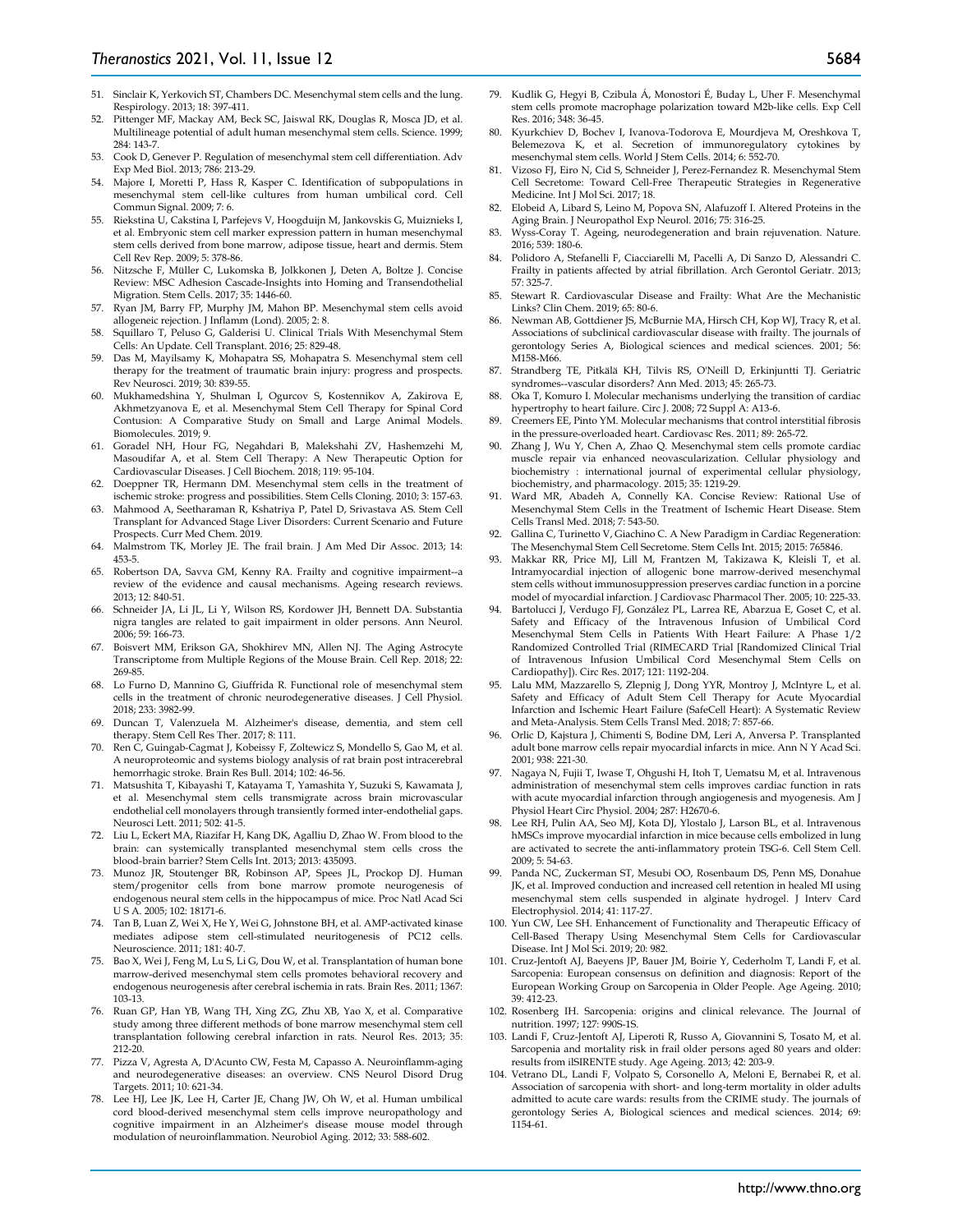51. Sinclair K, Yerkovich ST, Chambers DC. Mesenchymal stem cells and the lung. Respirology. 2013; 18: 397-411.
52. Pittenger MF, Mackay AM, Beck SC, Jaiswal RK, Douglas R, Mosca JD, et al. Multilineage potential of adult human mesenchymal stem cells. Science. 1999; 284: 143-7.
53. Cook D, Genever P. Regulation of mesenchymal stem cell differentiation. Adv Exp Med Biol. 2013; 786: 213-29.
54. Majore I, Moretti P, Hass R, Kasper C. Identification of subpopulations in mesenchymal stem cell-like cultures from human umbilical cord. Cell Commun Signal. 2009; 7: 6.
55. Riekstina U, Cakstina I, Parfejevs V, Hoogduijn M, Jankovskis G, Muiznieks I, et al. Embryonic stem cell marker expression pattern in human mesenchymal stem cells derived from bone marrow, adipose tissue, heart and dermis. Stem Cell Rev Rep. 2009; 5: 378-86.
56. Nitzsche F, Müller C, Lukomska B, Jolkkonen J, Deten A, Boltze J. Concise Review: MSC Adhesion Cascade-Insights into Homing and Transendothelial Migration. Stem Cells. 2017; 35: 1446-60.
57. Ryan JM, Barry FP, Murphy JM, Mahon BP. Mesenchymal stem cells avoid allogeneic rejection. J Inflamm (Lond). 2005; 2: 8.
58. Squillaro T, Peluso G, Galderisi U. Clinical Trials With Mesenchymal Stem Cells: An Update. Cell Transplant. 2016; 25: 829-48.
59. Das M, Mayilsamy K, Mohapatra SS, Mohapatra S. Mesenchymal stem cell therapy for the treatment of traumatic brain injury: progress and prospects. Rev Neurosci. 2019; 30: 839-55.
60. Mukhamedshina Y, Shulman I, Ogurcov S, Kostennikov A, Zakirova E, Akhmetzyanova E, et al. Mesenchymal Stem Cell Therapy for Spinal Cord Contusion: A Comparative Study on Small and Large Animal Models. Biomolecules. 2019; 9.
61. Goradel NH, Hour FG, Negahdari B, Malekshahi ZV, Hashemzehi M, Masoudifar A, et al. Stem Cell Therapy: A New Therapeutic Option for Cardiovascular Diseases. J Cell Biochem. 2018; 119: 95-104.
62. Doeppner TR, Hermann DM. Mesenchymal stem cells in the treatment of ischemic stroke: progress and possibilities. Stem Cells Cloning. 2010; 3: 157-63.
63. Mahmood A, Seetharaman R, Kshatriya P, Patel D, Srivastava AS. Stem Cell Transplant for Advanced Stage Liver Disorders: Current Scenario and Future Prospects. Curr Med Chem. 2019.
64. Malmstrom TK, Morley JE. The frail brain. J Am Med Dir Assoc. 2013; 14: 453-5.
65. Robertson DA, Savva GM, Kenny RA. Frailty and cognitive impairment--a review of the evidence and causal mechanisms. Ageing research reviews. 2013; 12: 840-51.
66. Schneider JA, Li JL, Li Y, Wilson RS, Kordower JH, Bennett DA. Substantia nigra tangles are related to gait impairment in older persons. Ann Neurol. 2006; 59: 166-73.
67. Boisvert MM, Erikson GA, Shokhirev MN, Allen NJ. The Aging Astrocyte Transcriptome from Multiple Regions of the Mouse Brain. Cell Rep. 2018; 22: 269-85.
68. Lo Furno D, Mannino G, Giuffrida R. Functional role of mesenchymal stem cells in the treatment of chronic neurodegenerative diseases. J Cell Physiol. 2018; 233: 3982-99.
69. Duncan T, Valenzuela M. Alzheimer's disease, dementia, and stem cell therapy. Stem Cell Res Ther. 2017; 8: 111.
70. Ren C, Guingab-Cagmat J, Kobeissy F, Zoltewicz S, Mondello S, Gao M, et al. A neuroproteomic and systems biology analysis of rat brain post intracerebral hemorrhagic stroke. Brain Res Bull. 2014; 102: 46-56.
71. Matsushita T, Kibayashi T, Katayama T, Yamashita Y, Suzuki S, Kawamata J, et al. Mesenchymal stem cells transmigrate across brain microvascular endothelial cell monolayers through transiently formed inter-endothelial gaps. Neurosci Lett. 2011; 502: 41-5.
72. Liu L, Eckert MA, Riazifar H, Kang DK, Agalliu D, Zhao W. From blood to the brain: can systemically transplanted mesenchymal stem cells cross the blood-brain barrier? Stem Cells Int. 2013; 2013: 435093.
73. Munoz JR, Stoutenger BR, Robinson AP, Spees JL, Prockop DJ. Human stem/progenitor cells from bone marrow promote neurogenesis of endogenous neural stem cells in the hippocampus of mice. Proc Natl Acad Sci U S A. 2005; 102: 18171-6.
74. Tan B, Luan Z, Wei X, He Y, Wei G, Johnstone BH, et al. AMP-activated kinase mediates adipose stem cell-stimulated neuritogenesis of PC12 cells. Neuroscience. 2011; 181: 40-7.
75. Bao X, Wei J, Feng M, Lu S, Li G, Dou W, et al. Transplantation of human bone marrow-derived mesenchymal stem cells promotes behavioral recovery and endogenous neurogenesis after cerebral ischemia in rats. Brain Res. 2011; 1367: 103-13.
76. Ruan GP, Han YB, Wang TH, Xing ZG, Zhu XB, Yao X, et al. Comparative study among three different methods of bone marrow mesenchymal stem cell transplantation following cerebral infarction in rats. Neurol Res. 2013; 35: 212-20.
77. Pizza V, Agresta A, D'Acunto CW, Festa M, Capasso A. Neuroinflamm-aging and neurodegenerative diseases: an overview. CNS Neurol Disord Drug Targets. 2011; 10: 621-34.
78. Lee HJ, Lee JK, Lee H, Carter JE, Chang JW, Oh W, et al. Human umbilical cord blood-derived mesenchymal stem cells improve neuropathology and cognitive impairment in an Alzheimer's disease mouse model through modulation of neuroinflammation. Neurobiol Aging. 2012; 33: 588-602.
79. Kudlik G, Hegyi B, Czibula Á, Monostori É, Buday L, Uher F. Mesenchymal stem cells promote macrophage polarization toward M2b-like cells. Exp Cell Res. 2016; 348: 36-45.
80. Kyurkchiev D, Bochev I, Ivanova-Todorova E, Mourdjeva M, Oreshkova T, Belemezova K, et al. Secretion of immunoregulatory cytokines by mesenchymal stem cells. World J Stem Cells. 2014; 6: 552-70.
81. Vizoso FJ, Eiro N, Cid S, Schneider J, Perez-Fernandez R. Mesenchymal Stem Cell Secretome: Toward Cell-Free Therapeutic Strategies in Regenerative Medicine. Int J Mol Sci. 2017; 18.
82. Elobeid A, Libard S, Leino M, Popova SN, Alafuzoff I. Altered Proteins in the Aging Brain. J Neuropathol Exp Neurol. 2016; 75: 316-25.
83. Wyss-Coray T. Ageing, neurodegeneration and brain rejuvenation. Nature. 2016; 539: 180-6.
84. Polidoro A, Stefanelli F, Ciacciarelli M, Pacelli A, Di Sanzo D, Alessandri C. Frailty in patients affected by atrial fibrillation. Arch Gerontol Geriatr. 2013; 57: 325-7.
85. Stewart R. Cardiovascular Disease and Frailty: What Are the Mechanistic Links? Clin Chem. 2019; 65: 80-6.
86. Newman AB, Gottdiener JS, McBurnie MA, Hirsch CH, Kop WJ, Tracy R, et al. Associations of subclinical cardiovascular disease with frailty. The journals of gerontology Series A, Biological sciences and medical sciences. 2001; 56: M158-M66.
87. Strandberg TE, Pitkälä KH, Tilvis RS, O'Neill D, Erkinjuntti TJ. Geriatric syndromes--vascular disorders? Ann Med. 2013; 45: 265-73.
88. Oka T, Komuro I. Molecular mechanisms underlying the transition of cardiac hypertrophy to heart failure. Circ J. 2008; 72 Suppl A: A13-6.
89. Creemers EE, Pinto YM. Molecular mechanisms that control interstitial fibrosis in the pressure-overloaded heart. Cardiovasc Res. 2011; 89: 265-72.
90. Zhang J, Wu Y, Chen A, Zhao Q. Mesenchymal stem cells promote cardiac muscle repair via enhanced neovascularization. Cellular physiology and biochemistry : international journal of experimental cellular physiology, biochemistry, and pharmacology. 2015; 35: 1219-29.
91. Ward MR, Abadeh A, Connelly KA. Concise Review: Rational Use of Mesenchymal Stem Cells in the Treatment of Ischemic Heart Disease. Stem Cells Transl Med. 2018; 7: 543-50.
92. Gallina C, Turinetto V, Giachino C. A New Paradigm in Cardiac Regeneration: The Mesenchymal Stem Cell Secretome. Stem Cells Int. 2015; 2015: 765846.
93. Makkar RR, Price MJ, Lill M, Frantzen M, Takizawa K, Kleisli T, et al. Intramyocardial injection of allogenic bone marrow-derived mesenchymal stem cells without immunosuppression preserves cardiac function in a porcine model of myocardial infarction. J Cardiovasc Pharmacol Ther. 2005; 10: 225-33.
94. Bartolucci J, Verdugo FJ, González PL, Larrea RE, Abarzua E, Goset C, et al. Safety and Efficacy of the Intravenous Infusion of Umbilical Cord Mesenchymal Stem Cells in Patients With Heart Failure: A Phase 1/2 Randomized Controlled Trial (RIMECARD Trial [Randomized Clinical Trial of Intravenous Infusion Umbilical Cord Mesenchymal Stem Cells on Cardiopathy]). Circ Res. 2017; 121: 1192-204.
95. Lalu MM, Mazzarello S, Zlepnig J, Dong YYR, Montroy J, McIntyre L, et al. Safety and Efficacy of Adult Stem Cell Therapy for Acute Myocardial Infarction and Ischemic Heart Failure (SafeCell Heart): A Systematic Review and Meta-Analysis. Stem Cells Transl Med. 2018; 7: 857-66.
96. Orlic D, Kajstura J, Chimenti S, Bodine DM, Leri A, Anversa P. Transplanted adult bone marrow cells repair myocardial infarcts in mice. Ann N Y Acad Sci. 2001; 938: 221-30.
97. Nagaya N, Fujii T, Iwase T, Ohgushi H, Itoh T, Uematsu M, et al. Intravenous administration of mesenchymal stem cells improves cardiac function in rats with acute myocardial infarction through angiogenesis and myogenesis. Am J Physiol Heart Circ Physiol. 2004; 287: H2670-6.
98. Lee RH, Pulin AA, Seo MJ, Kota DJ, Ylostalo J, Larson BL, et al. Intravenous hMSCs improve myocardial infarction in mice because cells embolized in lung are activated to secrete the anti-inflammatory protein TSG-6. Cell Stem Cell. 2009; 5: 54-63.
99. Panda NC, Zuckerman ST, Mesubi OO, Rosenbaum DS, Penn MS, Donahue JK, et al. Improved conduction and increased cell retention in healed MI using mesenchymal stem cells suspended in alginate hydrogel. J Interv Card Electrophysiol. 2014; 41: 117-27.
100. Yun CW, Lee SH. Enhancement of Functionality and Therapeutic Efficacy of Cell-Based Therapy Using Mesenchymal Stem Cells for Cardiovascular Disease. Int J Mol Sci. 2019; 20: 982.
101. Cruz-Jentoft AJ, Baeyens JP, Bauer JM, Boirie Y, Cederholm T, Landi F, et al. Sarcopenia: European consensus on definition and diagnosis: Report of the European Working Group on Sarcopenia in Older People. Age Ageing. 2010; 39: 412-23.
102. Rosenberg IH. Sarcopenia: origins and clinical relevance. The Journal of nutrition. 1997; 127: 990S-1S.
103. Landi F, Cruz-Jentoft AJ, Liperoti R, Russo A, Giovannini S, Tosato M, et al. Sarcopenia and mortality risk in frail older persons aged 80 years and older: results from ilSIRENTE study. Age Ageing. 2013; 42: 203-9.
104. Vetrano DL, Landi F, Volpato S, Corsonello A, Meloni E, Bernabei R, et al. Association of sarcopenia with short- and long-term mortality in older adults admitted to acute care wards: results from the CRIME study. The journals of gerontology Series A, Biological sciences and medical sciences. 2014; 69: 1154-61.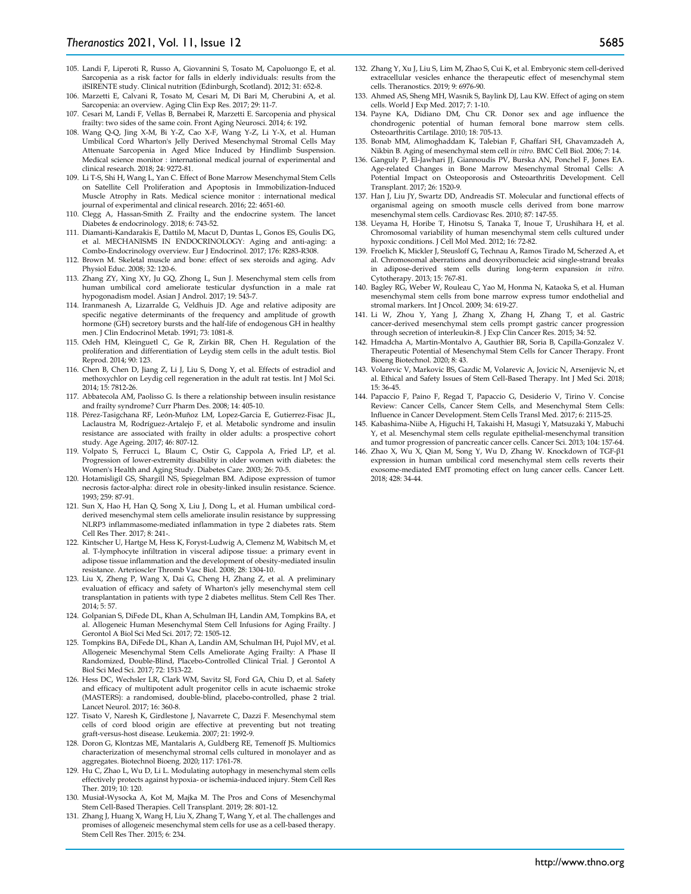105. Landi F, Liperoti R, Russo A, Giovannini S, Tosato M, Capoluongo E, et al. Sarcopenia as a risk factor for falls in elderly individuals: results from the ilSIRENTE study. Clinical nutrition (Edinburgh, Scotland). 2012; 31: 652-8.
106. Marzetti E, Calvani R, Tosato M, Cesari M, Di Bari M, Cherubini A, et al. Sarcopenia: an overview. Aging Clin Exp Res. 2017; 29: 11-7.
107. Cesari M, Landi F, Vellas B, Bernabei R, Marzetti E. Sarcopenia and physical frailty: two sides of the same coin. Front Aging Neurosci. 2014; 6: 192.
108. Wang Q-Q, Jing X-M, Bi Y-Z, Cao X-F, Wang Y-Z, Li Y-X, et al. Human Umbilical Cord Wharton's Jelly Derived Mesenchymal Stromal Cells May Attenuate Sarcopenia in Aged Mice Induced by Hindlimb Suspension. Medical science monitor : international medical journal of experimental and clinical research. 2018; 24: 9272-81.
109. Li T-S, Shi H, Wang L, Yan C. Effect of Bone Marrow Mesenchymal Stem Cells on Satellite Cell Proliferation and Apoptosis in Immobilization-Induced Muscle Atrophy in Rats. Medical science monitor : international medical journal of experimental and clinical research. 2016; 22: 4651-60.
110. Clegg A, Hassan-Smith Z. Frailty and the endocrine system. The lancet Diabetes & endocrinology. 2018; 6: 743-52.
111. Diamanti-Kandarakis E, Dattilo M, Macut D, Duntas L, Gonos ES, Goulis DG, et al. MECHANISMS IN ENDOCRINOLOGY: Aging and anti-aging: a Combo-Endocrinology overview. Eur J Endocrinol. 2017; 176: R283-R308.
112. Brown M. Skeletal muscle and bone: effect of sex steroids and aging. Adv Physiol Educ. 2008; 32: 120-6.
113. Zhang ZY, Xing XY, Ju GQ, Zhong L, Sun J. Mesenchymal stem cells from human umbilical cord ameliorate testicular dysfunction in a male rat hypogonadism model. Asian J Androl. 2017; 19: 543-7.
114. Iranmanesh A, Lizarralde G, Veldhuis JD. Age and relative adiposity are specific negative determinants of the frequency and amplitude of growth hormone (GH) secretory bursts and the half-life of endogenous GH in healthy men. J Clin Endocrinol Metab. 1991; 73: 1081-8.
115. Odeh HM, Kleinguetl C, Ge R, Zirkin BR, Chen H. Regulation of the proliferation and differentiation of Leydig stem cells in the adult testis. Biol Reprod. 2014; 90: 123.
116. Chen B, Chen D, Jiang Z, Li J, Liu S, Dong Y, et al. Effects of estradiol and methoxychlor on Leydig cell regeneration in the adult rat testis. Int J Mol Sci. 2014; 15: 7812-26.
117. Abbatecola AM, Paolisso G. Is there a relationship between insulin resistance and frailty syndrome? Curr Pharm Des. 2008; 14: 405-10.
118. Pérez-Tasigchana RF, León-Muñoz LM, Lopez-Garcia E, Gutierrez-Fisac JL, Laclaustra M, Rodríguez-Artalejo F, et al. Metabolic syndrome and insulin resistance are associated with frailty in older adults: a prospective cohort study. Age Ageing. 2017; 46: 807-12.
119. Volpato S, Ferrucci L, Blaum C, Ostir G, Cappola A, Fried LP, et al. Progression of lower-extremity disability in older women with diabetes: the Women's Health and Aging Study. Diabetes Care. 2003; 26: 70-5.
120. Hotamisligil GS, Shargill NS, Spiegelman BM. Adipose expression of tumor necrosis factor-alpha: direct role in obesity-linked insulin resistance. Science. 1993; 259: 87-91.
121. Sun X, Hao H, Han Q, Song X, Liu J, Dong L, et al. Human umbilical cord-derived mesenchymal stem cells ameliorate insulin resistance by suppressing NLRP3 inflammasome-mediated inflammation in type 2 diabetes rats. Stem Cell Res Ther. 2017; 8: 241-.
122. Kintscher U, Hartge M, Hess K, Foryst-Ludwig A, Clemenz M, Wabitsch M, et al. T-lymphocyte infiltration in visceral adipose tissue: a primary event in adipose tissue inflammation and the development of obesity-mediated insulin resistance. Arterioscler Thromb Vasc Biol. 2008; 28: 1304-10.
123. Liu X, Zheng P, Wang X, Dai G, Cheng H, Zhang Z, et al. A preliminary evaluation of efficacy and safety of Wharton's jelly mesenchymal stem cell transplantation in patients with type 2 diabetes mellitus. Stem Cell Res Ther. 2014; 5: 57.
124. Golpanian S, DiFede DL, Khan A, Schulman IH, Landin AM, Tompkins BA, et al. Allogeneic Human Mesenchymal Stem Cell Infusions for Aging Frailty. J Gerontol A Biol Sci Med Sci. 2017; 72: 1505-12.
125. Tompkins BA, DiFede DL, Khan A, Landin AM, Schulman IH, Pujol MV, et al. Allogeneic Mesenchymal Stem Cells Ameliorate Aging Frailty: A Phase II Randomized, Double-Blind, Placebo-Controlled Clinical Trial. J Gerontol A Biol Sci Med Sci. 2017; 72: 1513-22.
126. Hess DC, Wechsler LR, Clark WM, Savitz SI, Ford GA, Chiu D, et al. Safety and efficacy of multipotent adult progenitor cells in acute ischaemic stroke (MASTERS): a randomised, double-blind, placebo-controlled, phase 2 trial. Lancet Neurol. 2017; 16: 360-8.
127. Tisato V, Naresh K, Girdlestone J, Navarrete C, Dazzi F. Mesenchymal stem cells of cord blood origin are effective at preventing but not treating graft-versus-host disease. Leukemia. 2007; 21: 1992-9.
128. Doron G, Klontzas ME, Mantalaris A, Guldberg RE, Temenoff JS. Multiomics characterization of mesenchymal stromal cells cultured in monolayer and as aggregates. Biotechnol Bioeng. 2020; 117: 1761-78.
129. Hu C, Zhao L, Wu D, Li L. Modulating autophagy in mesenchymal stem cells effectively protects against hypoxia- or ischemia-induced injury. Stem Cell Res Ther. 2019; 10: 120.
130. Musiał-Wysocka A, Kot M, Majka M. The Pros and Cons of Mesenchymal Stem Cell-Based Therapies. Cell Transplant. 2019; 28: 801-12.
131. Zhang J, Huang X, Wang H, Liu X, Zhang T, Wang Y, et al. The challenges and promises of allogeneic mesenchymal stem cells for use as a cell-based therapy. Stem Cell Res Ther. 2015; 6: 234.
132. Zhang Y, Xu J, Liu S, Lim M, Zhao S, Cui K, et al. Embryonic stem cell-derived extracellular vesicles enhance the therapeutic effect of mesenchymal stem cells. Theranostics. 2019; 9: 6976-90.
133. Ahmed AS, Sheng MH, Wasnik S, Baylink DJ, Lau KW. Effect of aging on stem cells. World J Exp Med. 2017; 7: 1-10.
134. Payne KA, Didiano DM, Chu CR. Donor sex and age influence the chondrogenic potential of human femoral bone marrow stem cells. Osteoarthritis Cartilage. 2010; 18: 705-13.
135. Bonab MM, Alimoghaddam K, Talebian F, Ghaffari SH, Ghavamzadeh A, Nikbin B. Aging of mesenchymal stem cell *in vitro*. BMC Cell Biol. 2006; 7: 14.
136. Ganguly P, El-Jawhari JJ, Giannoudis PV, Burska AN, Ponchel F, Jones EA. Age-related Changes in Bone Marrow Mesenchymal Stromal Cells: A Potential Impact on Osteoporosis and Osteoarthritis Development. Cell Transplant. 2017; 26: 1520-9.
137. Han J, Liu JY, Swartz DD, Andreadis ST. Molecular and functional effects of organismal ageing on smooth muscle cells derived from bone marrow mesenchymal stem cells. Cardiovasc Res. 2010; 87: 147-55.
138. Ueyama H, Horibe T, Hinotsu S, Tanaka T, Inoue T, Urushihara H, et al. Chromosomal variability of human mesenchymal stem cells cultured under hypoxic conditions. J Cell Mol Med. 2012; 16: 72-82.
139. Froelich K, Mickler J, Steusloff G, Technau A, Ramos Tirado M, Scherzed A, et al. Chromosomal aberrations and deoxyribonucleic acid single-strand breaks in adipose-derived stem cells during long-term expansion *in vitro*. Cytotherapy. 2013; 15: 767-81.
140. Bagley RG, Weber W, Rouleau C, Yao M, Honma N, Kataoka S, et al. Human mesenchymal stem cells from bone marrow express tumor endothelial and stromal markers. Int J Oncol. 2009; 34: 619-27.
141. Li W, Zhou Y, Yang J, Zhang X, Zhang H, Zhang T, et al. Gastric cancer-derived mesenchymal stem cells prompt gastric cancer progression through secretion of interleukin-8. J Exp Clin Cancer Res. 2015; 34: 52.
142. Hmadcha A, Martin-Montalvo A, Gauthier BR, Soria B, Capilla-Gonzalez V. Therapeutic Potential of Mesenchymal Stem Cells for Cancer Therapy. Front Bioeng Biotechnol. 2020; 8: 43.
143. Volarevic V, Markovic BS, Gazdic M, Volarevic A, Jovicic N, Arsenijevic N, et al. Ethical and Safety Issues of Stem Cell-Based Therapy. Int J Med Sci. 2018; 15: 36-45.
144. Papaccio F, Paino F, Regad T, Papaccio G, Desiderio V, Tirino V. Concise Review: Cancer Cells, Cancer Stem Cells, and Mesenchymal Stem Cells: Influence in Cancer Development. Stem Cells Transl Med. 2017; 6: 2115-25.
145. Kabashima-Niibe A, Higuchi H, Takaishi H, Masugi Y, Matsuzaki Y, Mabuchi Y, et al. Mesenchymal stem cells regulate epithelial-mesenchymal transition and tumor progression of pancreatic cancer cells. Cancer Sci. 2013; 104: 157-64.
146. Zhao X, Wu X, Qian M, Song Y, Wu D, Zhang W. Knockdown of TGF-β1 expression in human umbilical cord mesenchymal stem cells reverts their exosome-mediated EMT promoting effect on lung cancer cells. Cancer Lett. 2018; 428: 34-44.